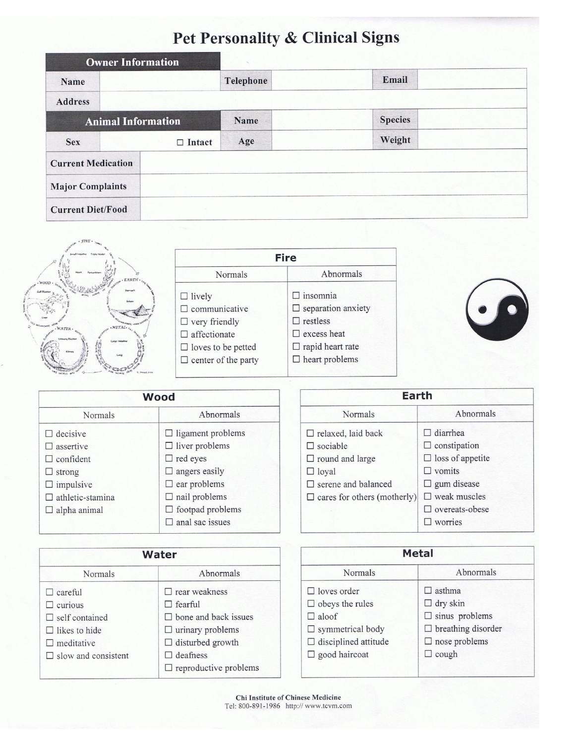# Pet Personality & Clinical Signs

| Owner Information | | | | | |
|---|---|---|---|---|---|
| Name | | Telephone | | Email | |
| Address | | | | | |

| Animal Information | | Name | | Species | |
|---|---|---|---|---|---|
| Sex | ☐ Intact | Age | | Weight | |

| | |
|---|---|
| Current Medication | |
| Major Complaints | |
| Current Diet/Food | |

| Fire | |
|---|---|
| Normals | Abnormals |
| ☐ lively | ☐ insomnia |
| ☐ communicative | ☐ separation anxiety |
| ☐ very friendly | ☐ restless |
| ☐ affectionate | ☐ excess heat |
| ☐ loves to be petted | ☐ rapid heart rate |
| ☐ center of the party | ☐ heart problems |

| Wood | |
|---|---|
| Normals | Abnormals |
| ☐ decisive | ☐ ligament problems |
| ☐ assertive | ☐ liver problems |
| ☐ confident | ☐ red eyes |
| ☐ strong | ☐ angers easily |
| ☐ impulsive | ☐ ear problems |
| ☐ athletic-stamina | ☐ nail problems |
| ☐ alpha animal | ☐ footpad problems |
| | ☐ anal sac issues |

| Earth | |
|---|---|
| Normals | Abnormals |
| ☐ relaxed, laid back | ☐ diarrhea |
| ☐ sociable | ☐ constipation |
| ☐ round and large | ☐ loss of appetite |
| ☐ loyal | ☐ vomits |
| ☐ serene and balanced | ☐ gum disease |
| ☐ cares for others (motherly) | ☐ weak muscles |
| | ☐ overeats-obese |
| | ☐ worries |

| Water | |
|---|---|
| Normals | Abnormals |
| ☐ careful | ☐ rear weakness |
| ☐ curious | ☐ fearful |
| ☐ self contained | ☐ bone and back issues |
| ☐ likes to hide | ☐ urinary problems |
| ☐ meditative | ☐ disturbed growth |
| ☐ slow and consistent | ☐ deafness |
| | ☐ reproductive problems |

| Metal | |
|---|---|
| Normals | Abnormals |
| ☐ loves order | ☐ asthma |
| ☐ obeys the rules | ☐ dry skin |
| ☐ aloof | ☐ sinus problems |
| ☐ symmetrical body | ☐ breathing disorder |
| ☐ disciplined attitude | ☐ nose problems |
| ☐ good haircoat | ☐ cough |

**Chi Institute of Chinese Medicine**
Tel: 800-891-1986 http:// www.tcvm.com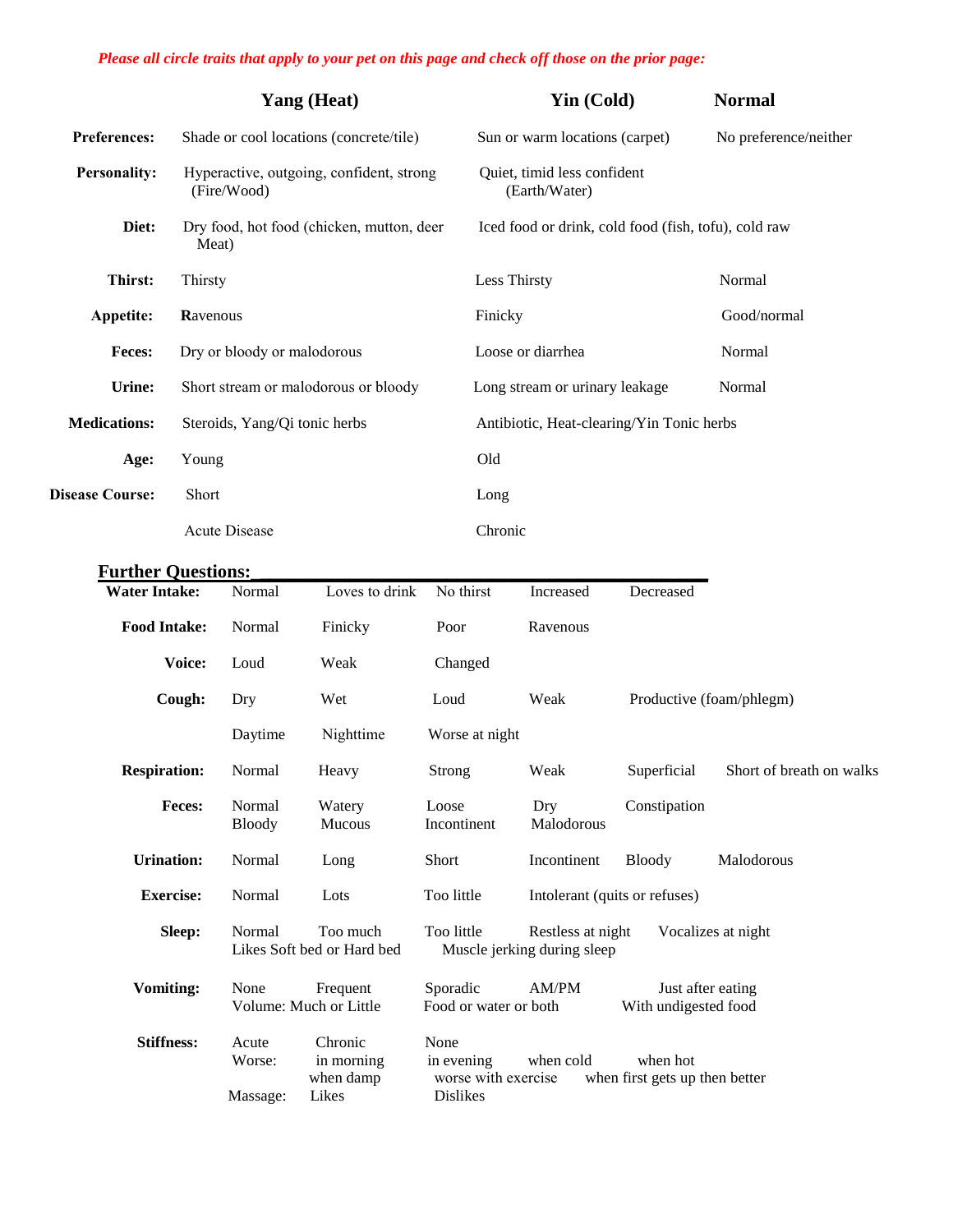*Please all circle traits that apply to your pet on this page and check off those on the prior page:*

| | Yang (Heat) | Yin (Cold) | Normal |
|---|---|---|---|
| **Preferences:** | Shade or cool locations (concrete/tile) | Sun or warm locations (carpet) | No preference/neither |
| **Personality:** | Hyperactive, outgoing, confident, strong (Fire/Wood) | Quiet, timid less confident (Earth/Water) | |
| **Diet:** | Dry food, hot food (chicken, mutton, deer Meat) | Iced food or drink, cold food (fish, tofu), cold raw | |
| **Thirst:** | Thirsty | Less Thirsty | Normal |
| **Appetite:** | Ravenous | Finicky | Good/normal |
| **Feces:** | Dry or bloody or malodorous | Loose or diarrhea | Normal |
| **Urine:** | Short stream or malodorous or bloody | Long stream or urinary leakage | Normal |
| **Medications:** | Steroids, Yang/Qi tonic herbs | Antibiotic, Heat-clearing/Yin Tonic herbs | |
| **Age:** | Young | Old | |
| **Disease Course:** | Short | Long | |
| | Acute Disease | Chronic | |

## Further Questions:

| | | | | | | |
|---|---|---|---|---|---|---|
| **Water Intake:** | Normal | Loves to drink | No thirst | Increased | Decreased | |
| **Food Intake:** | Normal | Finicky | Poor | Ravenous | | |
| **Voice:** | Loud | Weak | Changed | | | |
| **Cough:** | Dry | Wet | Loud | Weak | Productive (foam/phlegm) | |
| | Daytime | Nighttime | Worse at night | | | |
| **Respiration:** | Normal | Heavy | Strong | Weak | Superficial | Short of breath on walks |
| **Feces:** | Normal<br>Bloody | Watery<br>Mucous | Loose<br>Incontinent | Dry<br>Malodorous | Constipation | |
| **Urination:** | Normal | Long | Short | Incontinent | Bloody | Malodorous |
| **Exercise:** | Normal | Lots | Too little | Intolerant (quits or refuses) | | |
| **Sleep:** | Normal<br>Likes Soft bed or Hard bed | Too much | Too little<br>Muscle jerking during sleep | Restless at night | Vocalizes at night | |
| **Vomiting:** | None<br>Volume: Much or Little | Frequent | Sporadic<br>Food or water or both | AM/PM | Just after eating<br>With undigested food | |
| **Stiffness:** | Acute<br>Worse:<br>Massage: | Chronic<br>in morning<br>when damp<br>Likes | None<br>in evening<br>worse with exercise<br>Dislikes | when cold | when hot<br>when first gets up then better | |